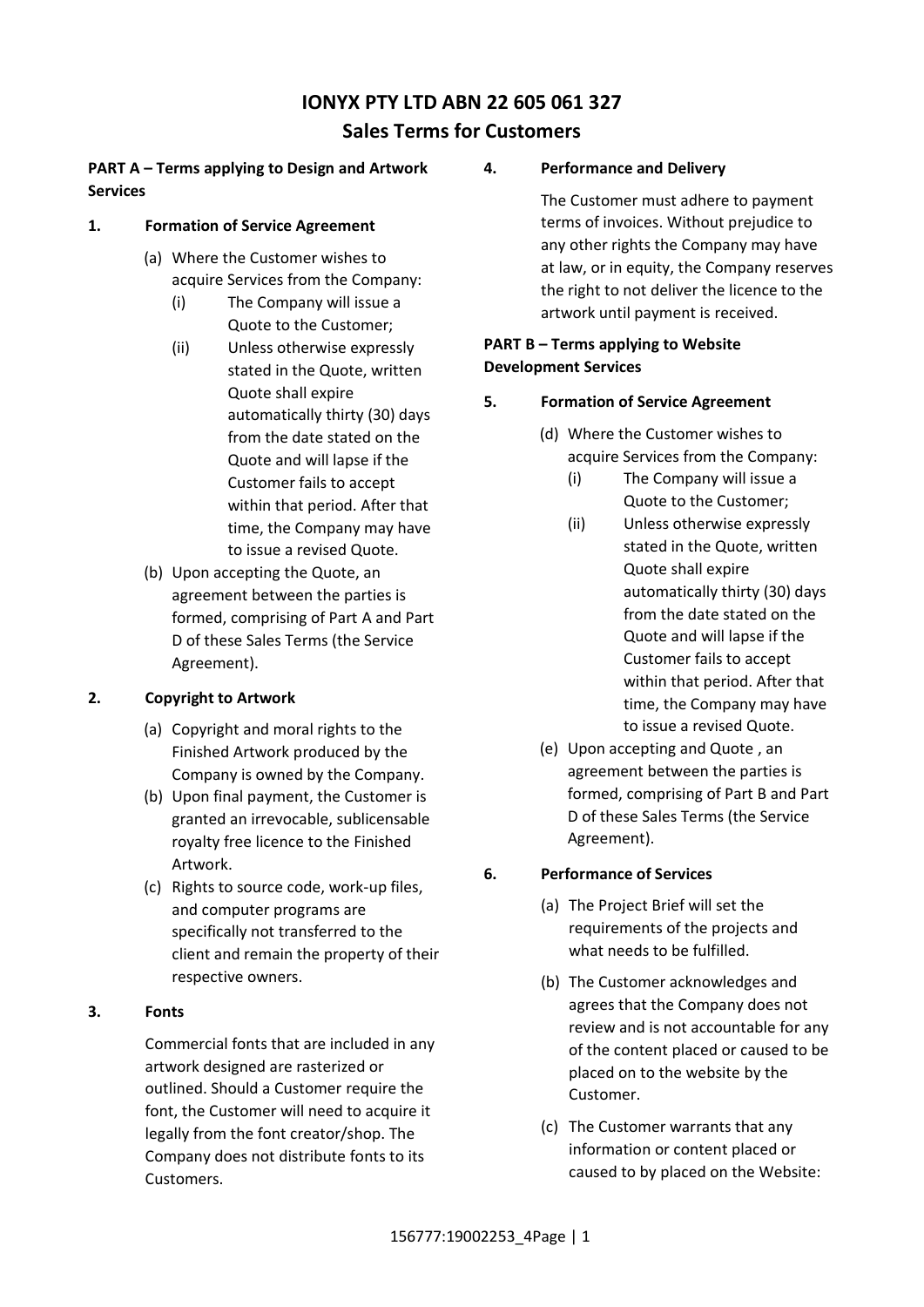# IONYX PTY LTD ABN 22 605 061 327

# Sales Terms for Customers

**PART A – Terms applying to Design and Artwork Services**

**1. Formation of Service Agreement**

(a) Where the Customer wishes to acquire Services from the Company:

  (i) The Company will issue a Quote to the Customer;

  (ii) Unless otherwise expressly stated in the Quote, written Quote shall expire automatically thirty (30) days from the date stated on the Quote and will lapse if the Customer fails to accept within that period. After that time, the Company may have to issue a revised Quote.

(b) Upon accepting the Quote, an agreement between the parties is formed, comprising of Part A and Part D of these Sales Terms (the Service Agreement).

**2. Copyright to Artwork**

(a) Copyright and moral rights to the Finished Artwork produced by the Company is owned by the Company.

(b) Upon final payment, the Customer is granted an irrevocable, sublicensable royalty free licence to the Finished Artwork.

(c) Rights to source code, work-up files, and computer programs are specifically not transferred to the client and remain the property of their respective owners.

**3. Fonts**

Commercial fonts that are included in any artwork designed are rasterized or outlined. Should a Customer require the font, the Customer will need to acquire it legally from the font creator/shop. The Company does not distribute fonts to its Customers.

**4. Performance and Delivery**

The Customer must adhere to payment terms of invoices. Without prejudice to any other rights the Company may have at law, or in equity, the Company reserves the right to not deliver the licence to the artwork until payment is received.

**PART B – Terms applying to Website Development Services**

**5. Formation of Service Agreement**

(d) Where the Customer wishes to acquire Services from the Company:

  (i) The Company will issue a Quote to the Customer;

  (ii) Unless otherwise expressly stated in the Quote, written Quote shall expire automatically thirty (30) days from the date stated on the Quote and will lapse if the Customer fails to accept within that period. After that time, the Company may have to issue a revised Quote.

(e) Upon accepting and Quote , an agreement between the parties is formed, comprising of Part B and Part D of these Sales Terms (the Service Agreement).

**6. Performance of Services**

(a) The Project Brief will set the requirements of the projects and what needs to be fulfilled.

(b) The Customer acknowledges and agrees that the Company does not review and is not accountable for any of the content placed or caused to be placed on to the website by the Customer.

(c) The Customer warrants that any information or content placed or caused to by placed on the Website: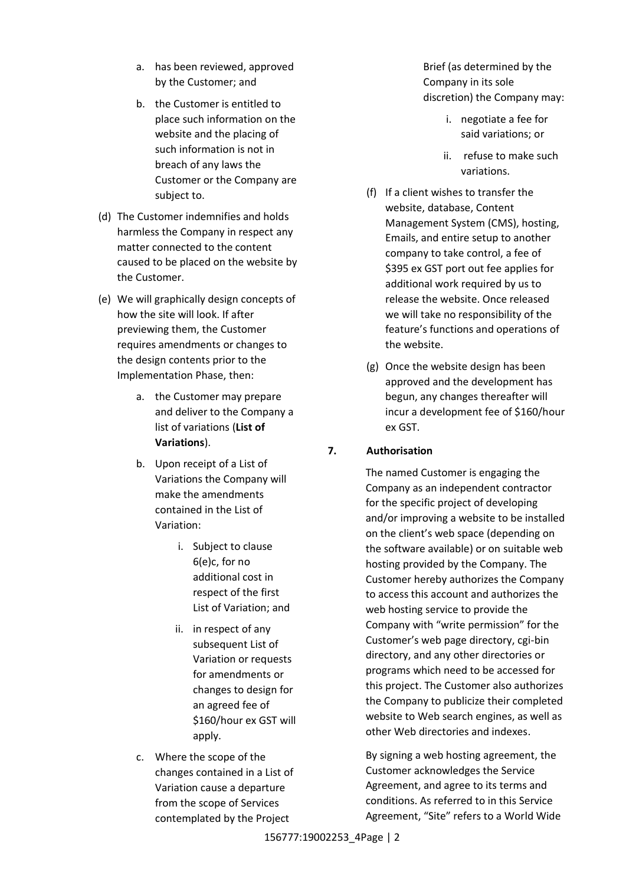a. has been reviewed, approved by the Customer; and

b. the Customer is entitled to place such information on the website and the placing of such information is not in breach of any laws the Customer or the Company are subject to.

(d) The Customer indemnifies and holds harmless the Company in respect any matter connected to the content caused to be placed on the website by the Customer.

(e) We will graphically design concepts of how the site will look. If after previewing them, the Customer requires amendments or changes to the design contents prior to the Implementation Phase, then:

   a. the Customer may prepare and deliver to the Company a list of variations (**List of Variations**).

   b. Upon receipt of a List of Variations the Company will make the amendments contained in the List of Variation:

      i. Subject to clause 6(e)c, for no additional cost in respect of the first List of Variation; and

      ii. in respect of any subsequent List of Variation or requests for amendments or changes to design for an agreed fee of $160/hour ex GST will apply.

   c. Where the scope of the changes contained in a List of Variation cause a departure from the scope of Services contemplated by the Project Brief (as determined by the Company in its sole discretion) the Company may:

      i. negotiate a fee for said variations; or

      ii. refuse to make such variations.

(f) If a client wishes to transfer the website, database, Content Management System (CMS), hosting, Emails, and entire setup to another company to take control, a fee of $395 ex GST port out fee applies for additional work required by us to release the website. Once released we will take no responsibility of the feature's functions and operations of the website.

(g) Once the website design has been approved and the development has begun, any changes thereafter will incur a development fee of $160/hour ex GST.

**7. Authorisation**

The named Customer is engaging the Company as an independent contractor for the specific project of developing and/or improving a website to be installed on the client's web space (depending on the software available) or on suitable web hosting provided by the Company. The Customer hereby authorizes the Company to access this account and authorizes the web hosting service to provide the Company with "write permission" for the Customer's web page directory, cgi-bin directory, and any other directories or programs which need to be accessed for this project. The Customer also authorizes the Company to publicize their completed website to Web search engines, as well as other Web directories and indexes.

By signing a web hosting agreement, the Customer acknowledges the Service Agreement, and agree to its terms and conditions. As referred to in this Service Agreement, "Site" refers to a World Wide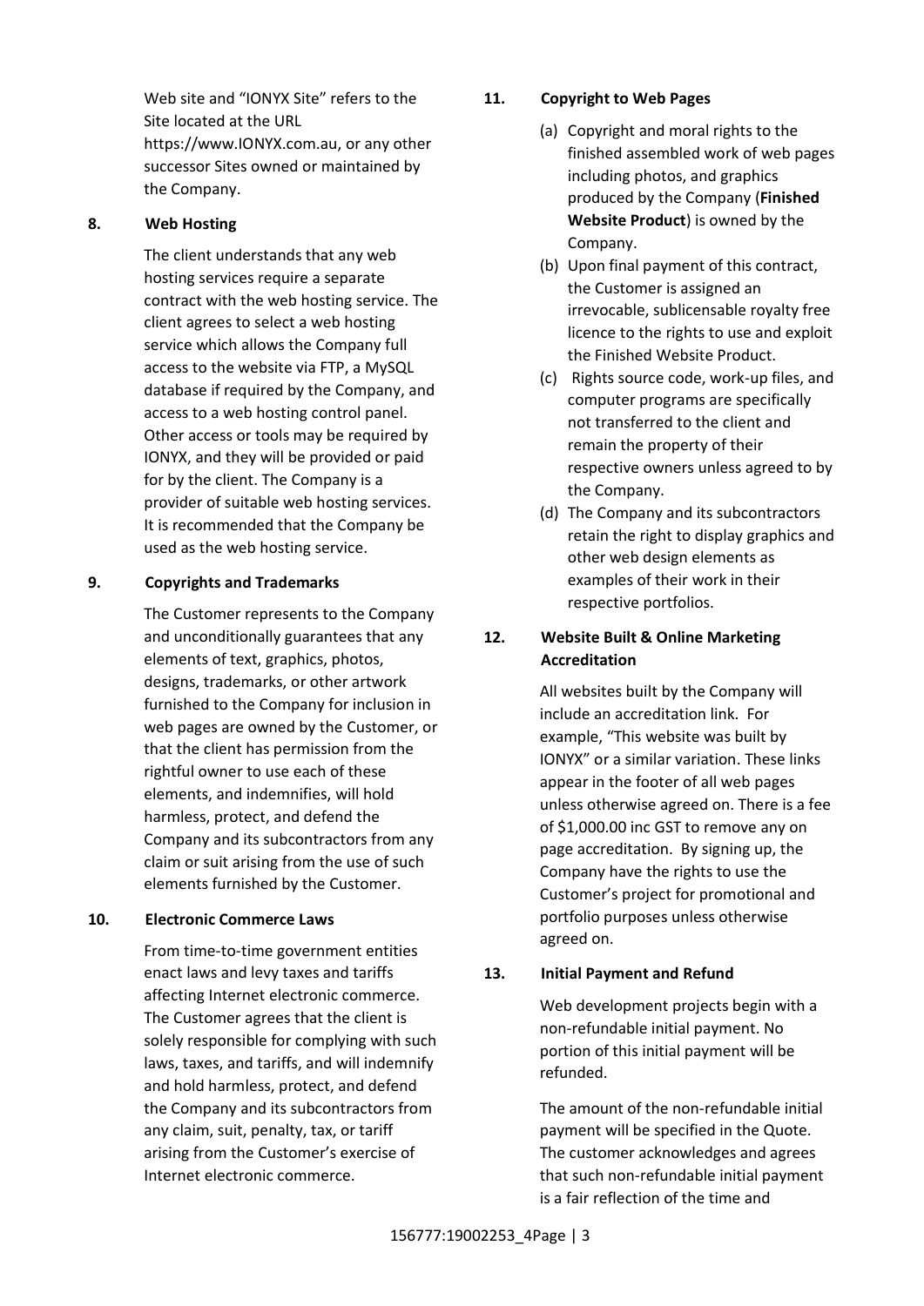Web site and "IONYX Site" refers to the Site located at the URL https://www.IONYX.com.au, or any other successor Sites owned or maintained by the Company.

**8. Web Hosting**

The client understands that any web hosting services require a separate contract with the web hosting service. The client agrees to select a web hosting service which allows the Company full access to the website via FTP, a MySQL database if required by the Company, and access to a web hosting control panel. Other access or tools may be required by IONYX, and they will be provided or paid for by the client. The Company is a provider of suitable web hosting services. It is recommended that the Company be used as the web hosting service.

**9. Copyrights and Trademarks**

The Customer represents to the Company and unconditionally guarantees that any elements of text, graphics, photos, designs, trademarks, or other artwork furnished to the Company for inclusion in web pages are owned by the Customer, or that the client has permission from the rightful owner to use each of these elements, and indemnifies, will hold harmless, protect, and defend the Company and its subcontractors from any claim or suit arising from the use of such elements furnished by the Customer.

**10. Electronic Commerce Laws**

From time-to-time government entities enact laws and levy taxes and tariffs affecting Internet electronic commerce. The Customer agrees that the client is solely responsible for complying with such laws, taxes, and tariffs, and will indemnify and hold harmless, protect, and defend the Company and its subcontractors from any claim, suit, penalty, tax, or tariff arising from the Customer's exercise of Internet electronic commerce.

**11. Copyright to Web Pages**

(a) Copyright and moral rights to the finished assembled work of web pages including photos, and graphics produced by the Company (**Finished Website Product**) is owned by the Company.

(b) Upon final payment of this contract, the Customer is assigned an irrevocable, sublicensable royalty free licence to the rights to use and exploit the Finished Website Product.

(c) Rights source code, work-up files, and computer programs are specifically not transferred to the client and remain the property of their respective owners unless agreed to by the Company.

(d) The Company and its subcontractors retain the right to display graphics and other web design elements as examples of their work in their respective portfolios.

**12. Website Built & Online Marketing Accreditation**

All websites built by the Company will include an accreditation link. For example, "This website was built by IONYX" or a similar variation. These links appear in the footer of all web pages unless otherwise agreed on. There is a fee of $1,000.00 inc GST to remove any on page accreditation. By signing up, the Company have the rights to use the Customer's project for promotional and portfolio purposes unless otherwise agreed on.

**13. Initial Payment and Refund**

Web development projects begin with a non-refundable initial payment. No portion of this initial payment will be refunded.

The amount of the non-refundable initial payment will be specified in the Quote. The customer acknowledges and agrees that such non-refundable initial payment is a fair reflection of the time and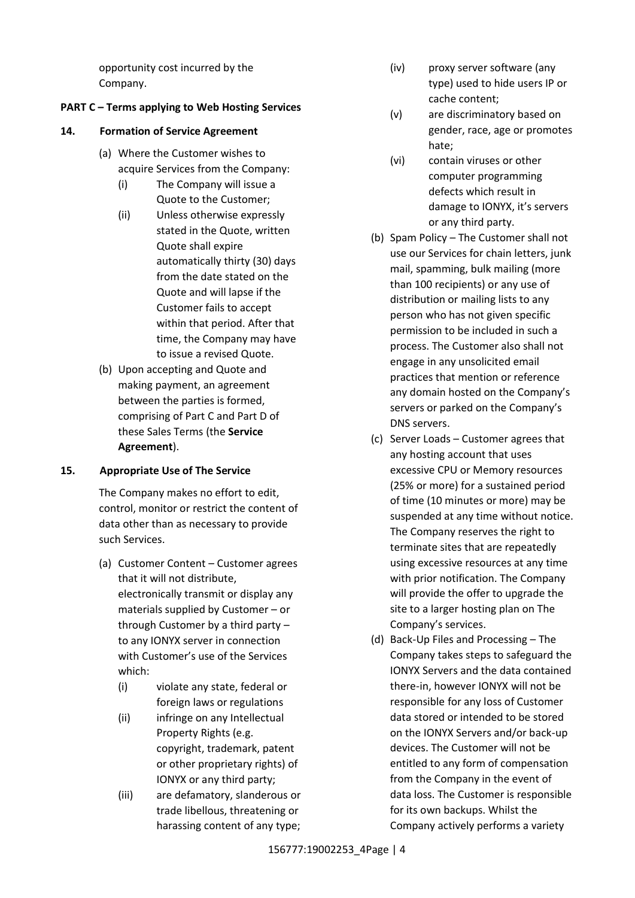opportunity cost incurred by the Company.

**PART C – Terms applying to Web Hosting Services**

**14. Formation of Service Agreement**

(a) Where the Customer wishes to acquire Services from the Company:

(i) The Company will issue a Quote to the Customer;

(ii) Unless otherwise expressly stated in the Quote, written Quote shall expire automatically thirty (30) days from the date stated on the Quote and will lapse if the Customer fails to accept within that period. After that time, the Company may have to issue a revised Quote.

(b) Upon accepting and Quote and making payment, an agreement between the parties is formed, comprising of Part C and Part D of these Sales Terms (the **Service Agreement**).

**15. Appropriate Use of The Service**

The Company makes no effort to edit, control, monitor or restrict the content of data other than as necessary to provide such Services.

(a) Customer Content – Customer agrees that it will not distribute, electronically transmit or display any materials supplied by Customer – or through Customer by a third party – to any IONYX server in connection with Customer's use of the Services which:

(i) violate any state, federal or foreign laws or regulations

(ii) infringe on any Intellectual Property Rights (e.g. copyright, trademark, patent or other proprietary rights) of IONYX or any third party;

(iii) are defamatory, slanderous or trade libellous, threatening or harassing content of any type;

(iv) proxy server software (any type) used to hide users IP or cache content;

(v) are discriminatory based on gender, race, age or promotes hate;

(vi) contain viruses or other computer programming defects which result in damage to IONYX, it's servers or any third party.

(b) Spam Policy – The Customer shall not use our Services for chain letters, junk mail, spamming, bulk mailing (more than 100 recipients) or any use of distribution or mailing lists to any person who has not given specific permission to be included in such a process. The Customer also shall not engage in any unsolicited email practices that mention or reference any domain hosted on the Company's servers or parked on the Company's DNS servers.

(c) Server Loads – Customer agrees that any hosting account that uses excessive CPU or Memory resources (25% or more) for a sustained period of time (10 minutes or more) may be suspended at any time without notice. The Company reserves the right to terminate sites that are repeatedly using excessive resources at any time with prior notification. The Company will provide the offer to upgrade the site to a larger hosting plan on The Company's services.

(d) Back-Up Files and Processing – The Company takes steps to safeguard the IONYX Servers and the data contained there-in, however IONYX will not be responsible for any loss of Customer data stored or intended to be stored on the IONYX Servers and/or back-up devices. The Customer will not be entitled to any form of compensation from the Company in the event of data loss. The Customer is responsible for its own backups. Whilst the Company actively performs a variety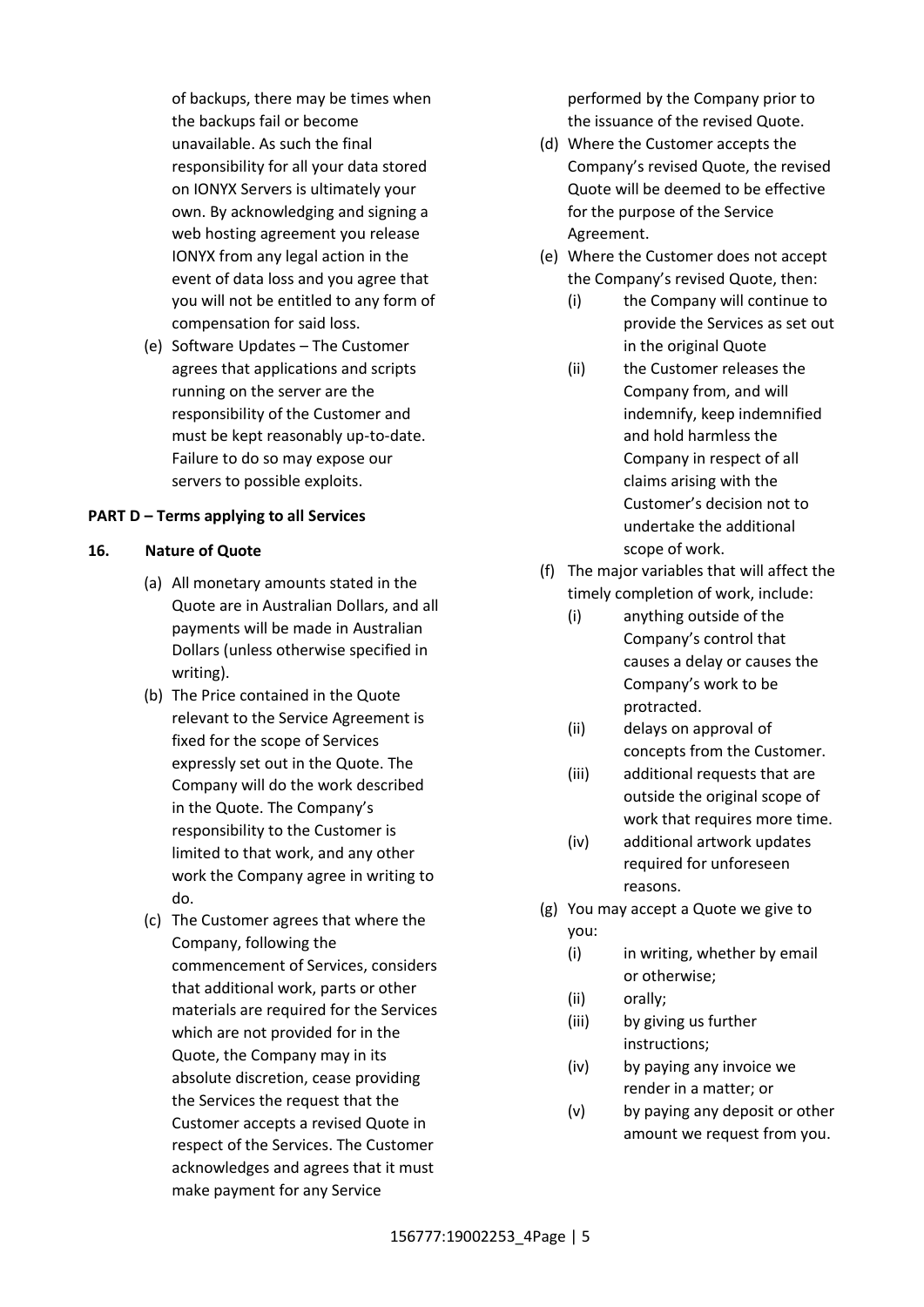of backups, there may be times when the backups fail or become unavailable. As such the final responsibility for all your data stored on IONYX Servers is ultimately your own. By acknowledging and signing a web hosting agreement you release IONYX from any legal action in the event of data loss and you agree that you will not be entitled to any form of compensation for said loss.

(e) Software Updates – The Customer agrees that applications and scripts running on the server are the responsibility of the Customer and must be kept reasonably up-to-date. Failure to do so may expose our servers to possible exploits.

**PART D – Terms applying to all Services**

**16. Nature of Quote**

(a) All monetary amounts stated in the Quote are in Australian Dollars, and all payments will be made in Australian Dollars (unless otherwise specified in writing).

(b) The Price contained in the Quote relevant to the Service Agreement is fixed for the scope of Services expressly set out in the Quote. The Company will do the work described in the Quote. The Company's responsibility to the Customer is limited to that work, and any other work the Company agree in writing to do.

(c) The Customer agrees that where the Company, following the commencement of Services, considers that additional work, parts or other materials are required for the Services which are not provided for in the Quote, the Company may in its absolute discretion, cease providing the Services the request that the Customer accepts a revised Quote in respect of the Services. The Customer acknowledges and agrees that it must make payment for any Service performed by the Company prior to the issuance of the revised Quote.

(d) Where the Customer accepts the Company's revised Quote, the revised Quote will be deemed to be effective for the purpose of the Service Agreement.

(e) Where the Customer does not accept the Company's revised Quote, then:

(i) the Company will continue to provide the Services as set out in the original Quote

(ii) the Customer releases the Company from, and will indemnify, keep indemnified and hold harmless the Company in respect of all claims arising with the Customer's decision not to undertake the additional scope of work.

(f) The major variables that will affect the timely completion of work, include:

(i) anything outside of the Company's control that causes a delay or causes the Company's work to be protracted.

(ii) delays on approval of concepts from the Customer.

(iii) additional requests that are outside the original scope of work that requires more time.

(iv) additional artwork updates required for unforeseen reasons.

(g) You may accept a Quote we give to you:

(i) in writing, whether by email or otherwise;

(ii) orally;

(iii) by giving us further instructions;

(iv) by paying any invoice we render in a matter; or

(v) by paying any deposit or other amount we request from you.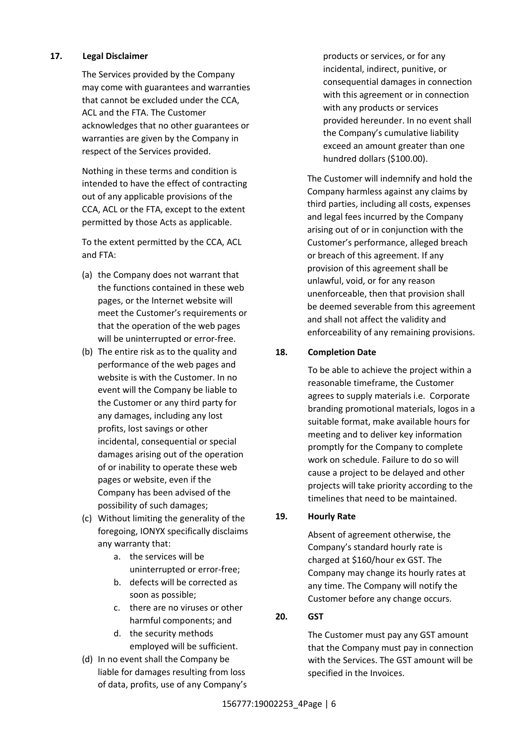## 17. Legal Disclaimer

The Services provided by the Company may come with guarantees and warranties that cannot be excluded under the CCA, ACL and the FTA. The Customer acknowledges that no other guarantees or warranties are given by the Company in respect of the Services provided.

Nothing in these terms and condition is intended to have the effect of contracting out of any applicable provisions of the CCA, ACL or the FTA, except to the extent permitted by those Acts as applicable.

To the extent permitted by the CCA, ACL and FTA:

(a) the Company does not warrant that the functions contained in these web pages, or the Internet website will meet the Customer's requirements or that the operation of the web pages will be uninterrupted or error-free.

(b) The entire risk as to the quality and performance of the web pages and website is with the Customer. In no event will the Company be liable to the Customer or any third party for any damages, including any lost profits, lost savings or other incidental, consequential or special damages arising out of the operation of or inability to operate these web pages or website, even if the Company has been advised of the possibility of such damages;

(c) Without limiting the generality of the foregoing, IONYX specifically disclaims any warranty that:

   a. the services will be uninterrupted or error-free;
   b. defects will be corrected as soon as possible;
   c. there are no viruses or other harmful components; and
   d. the security methods employed will be sufficient.

(d) In no event shall the Company be liable for damages resulting from loss of data, profits, use of any Company's products or services, or for any incidental, indirect, punitive, or consequential damages in connection with this agreement or in connection with any products or services provided hereunder. In no event shall the Company's cumulative liability exceed an amount greater than one hundred dollars ($100.00).

The Customer will indemnify and hold the Company harmless against any claims by third parties, including all costs, expenses and legal fees incurred by the Company arising out of or in conjunction with the Customer's performance, alleged breach or breach of this agreement. If any provision of this agreement shall be unlawful, void, or for any reason unenforceable, then that provision shall be deemed severable from this agreement and shall not affect the validity and enforceability of any remaining provisions.

## 18. Completion Date

To be able to achieve the project within a reasonable timeframe, the Customer agrees to supply materials i.e. Corporate branding promotional materials, logos in a suitable format, make available hours for meeting and to deliver key information promptly for the Company to complete work on schedule. Failure to do so will cause a project to be delayed and other projects will take priority according to the timelines that need to be maintained.

## 19. Hourly Rate

Absent of agreement otherwise, the Company's standard hourly rate is charged at $160/hour ex GST. The Company may change its hourly rates at any time. The Company will notify the Customer before any change occurs.

## 20. GST

The Customer must pay any GST amount that the Company must pay in connection with the Services. The GST amount will be specified in the Invoices.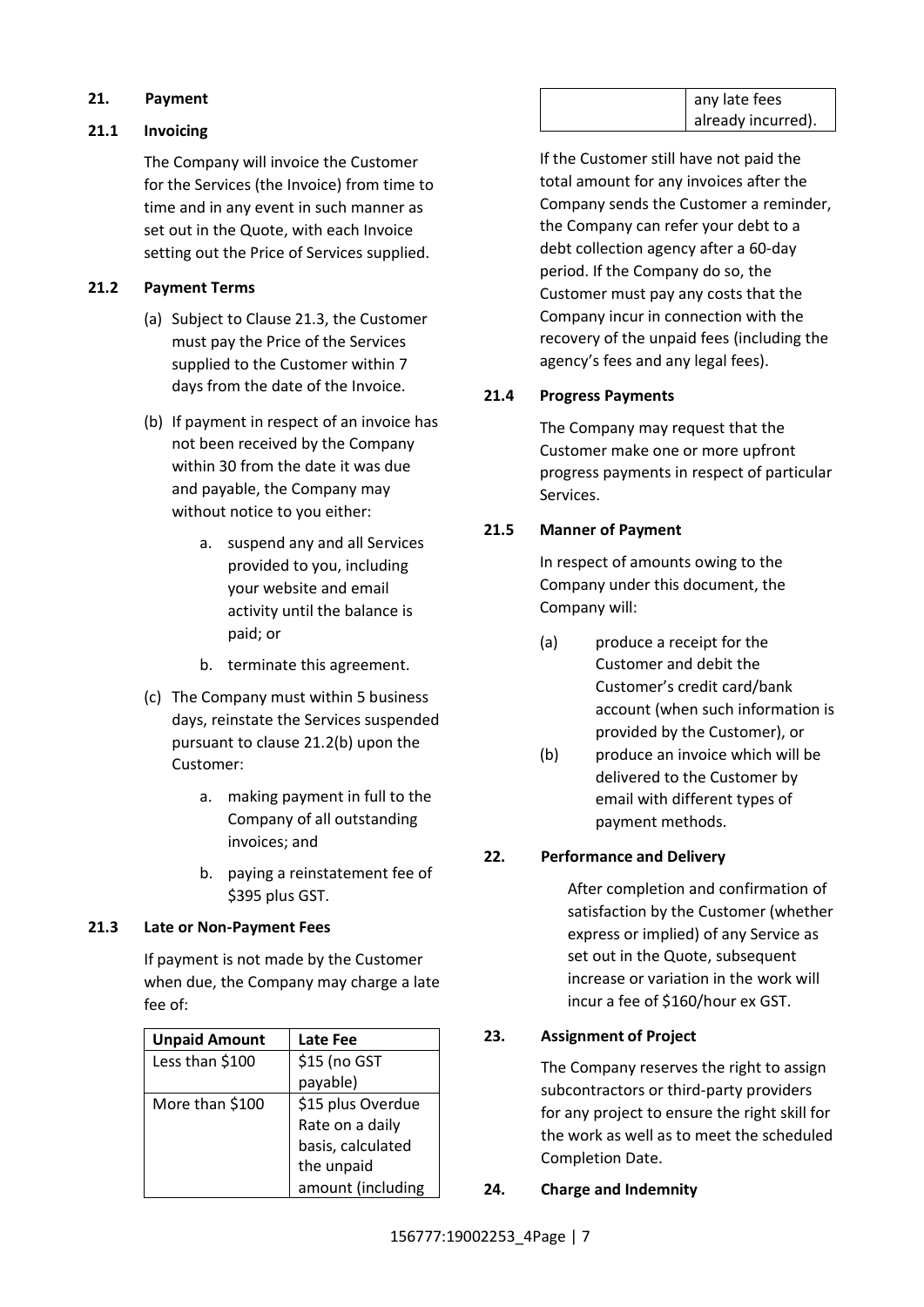## 21. Payment

### 21.1 Invoicing

The Company will invoice the Customer for the Services (the Invoice) from time to time and in any event in such manner as set out in the Quote, with each Invoice setting out the Price of Services supplied.

### 21.2 Payment Terms

(a) Subject to Clause 21.3, the Customer must pay the Price of the Services supplied to the Customer within 7 days from the date of the Invoice.

(b) If payment in respect of an invoice has not been received by the Company within 30 from the date it was due and payable, the Company may without notice to you either:

a. suspend any and all Services provided to you, including your website and email activity until the balance is paid; or

b. terminate this agreement.

(c) The Company must within 5 business days, reinstate the Services suspended pursuant to clause 21.2(b) upon the Customer:

a. making payment in full to the Company of all outstanding invoices; and

b. paying a reinstatement fee of $395 plus GST.

### 21.3 Late or Non-Payment Fees

If payment is not made by the Customer when due, the Company may charge a late fee of:

| Unpaid Amount | Late Fee |
|---|---|
| Less than $100 | $15 (no GST payable) |
| More than $100 | $15 plus Overdue Rate on a daily basis, calculated the unpaid amount (including any late fees already incurred). |

If the Customer still have not paid the total amount for any invoices after the Company sends the Customer a reminder, the Company can refer your debt to a debt collection agency after a 60-day period. If the Company do so, the Customer must pay any costs that the Company incur in connection with the recovery of the unpaid fees (including the agency's fees and any legal fees).

### 21.4 Progress Payments

The Company may request that the Customer make one or more upfront progress payments in respect of particular Services.

### 21.5 Manner of Payment

In respect of amounts owing to the Company under this document, the Company will:

(a) produce a receipt for the Customer and debit the Customer's credit card/bank account (when such information is provided by the Customer), or

(b) produce an invoice which will be delivered to the Customer by email with different types of payment methods.

## 22. Performance and Delivery

After completion and confirmation of satisfaction by the Customer (whether express or implied) of any Service as set out in the Quote, subsequent increase or variation in the work will incur a fee of $160/hour ex GST.

## 23. Assignment of Project

The Company reserves the right to assign subcontractors or third-party providers for any project to ensure the right skill for the work as well as to meet the scheduled Completion Date.

## 24. Charge and Indemnity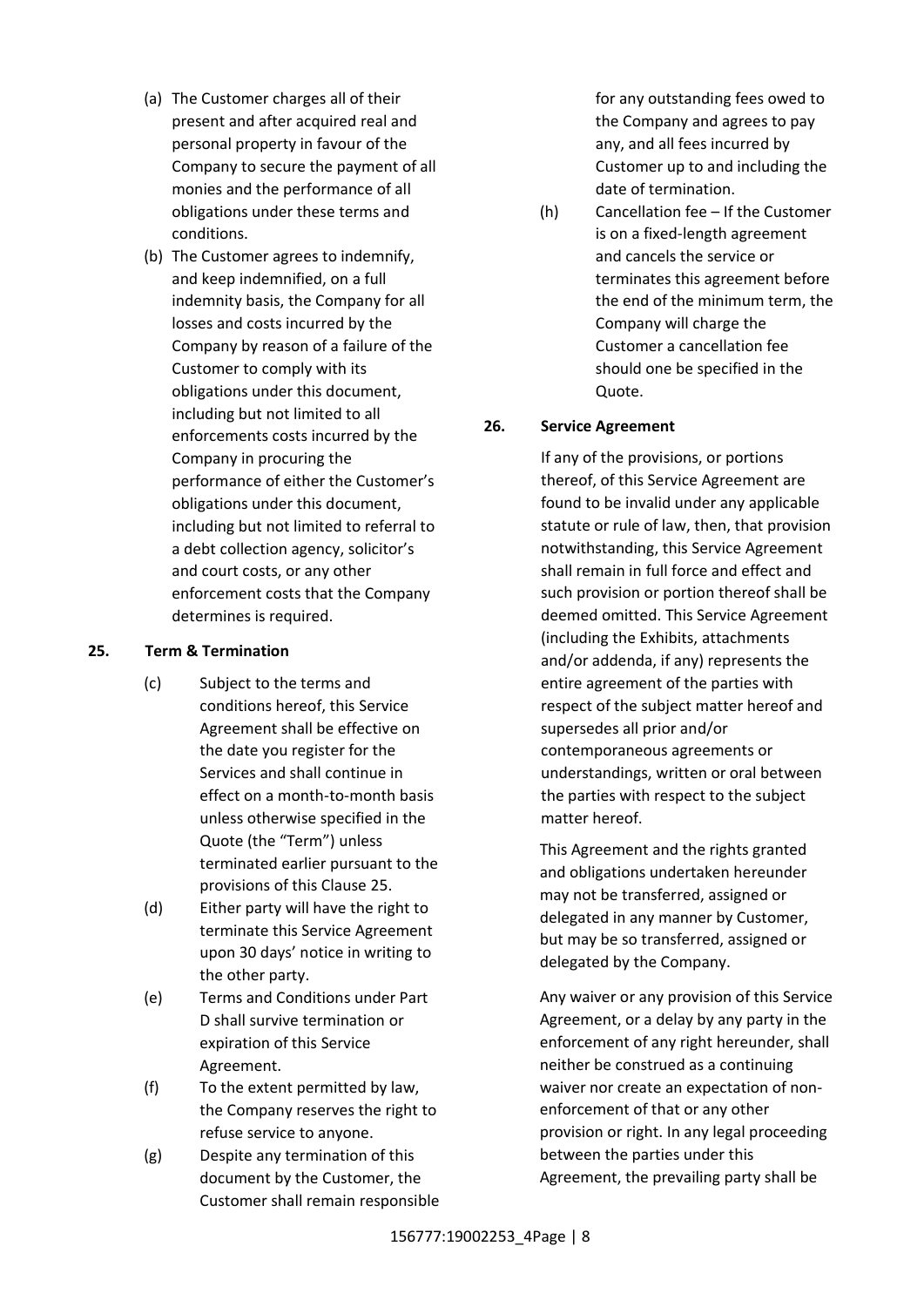(a) The Customer charges all of their present and after acquired real and personal property in favour of the Company to secure the payment of all monies and the performance of all obligations under these terms and conditions.

(b) The Customer agrees to indemnify, and keep indemnified, on a full indemnity basis, the Company for all losses and costs incurred by the Company by reason of a failure of the Customer to comply with its obligations under this document, including but not limited to all enforcements costs incurred by the Company in procuring the performance of either the Customer's obligations under this document, including but not limited to referral to a debt collection agency, solicitor's and court costs, or any other enforcement costs that the Company determines is required.

**25. Term & Termination**

(c) Subject to the terms and conditions hereof, this Service Agreement shall be effective on the date you register for the Services and shall continue in effect on a month-to-month basis unless otherwise specified in the Quote (the "Term") unless terminated earlier pursuant to the provisions of this Clause 25.

(d) Either party will have the right to terminate this Service Agreement upon 30 days' notice in writing to the other party.

(e) Terms and Conditions under Part D shall survive termination or expiration of this Service Agreement.

(f) To the extent permitted by law, the Company reserves the right to refuse service to anyone.

(g) Despite any termination of this document by the Customer, the Customer shall remain responsible for any outstanding fees owed to the Company and agrees to pay any, and all fees incurred by Customer up to and including the date of termination.

(h) Cancellation fee – If the Customer is on a fixed-length agreement and cancels the service or terminates this agreement before the end of the minimum term, the Company will charge the Customer a cancellation fee should one be specified in the Quote.

**26. Service Agreement**

If any of the provisions, or portions thereof, of this Service Agreement are found to be invalid under any applicable statute or rule of law, then, that provision notwithstanding, this Service Agreement shall remain in full force and effect and such provision or portion thereof shall be deemed omitted. This Service Agreement (including the Exhibits, attachments and/or addenda, if any) represents the entire agreement of the parties with respect of the subject matter hereof and supersedes all prior and/or contemporaneous agreements or understandings, written or oral between the parties with respect to the subject matter hereof.

This Agreement and the rights granted and obligations undertaken hereunder may not be transferred, assigned or delegated in any manner by Customer, but may be so transferred, assigned or delegated by the Company.

Any waiver or any provision of this Service Agreement, or a delay by any party in the enforcement of any right hereunder, shall neither be construed as a continuing waiver nor create an expectation of non-enforcement of that or any other provision or right. In any legal proceeding between the parties under this Agreement, the prevailing party shall be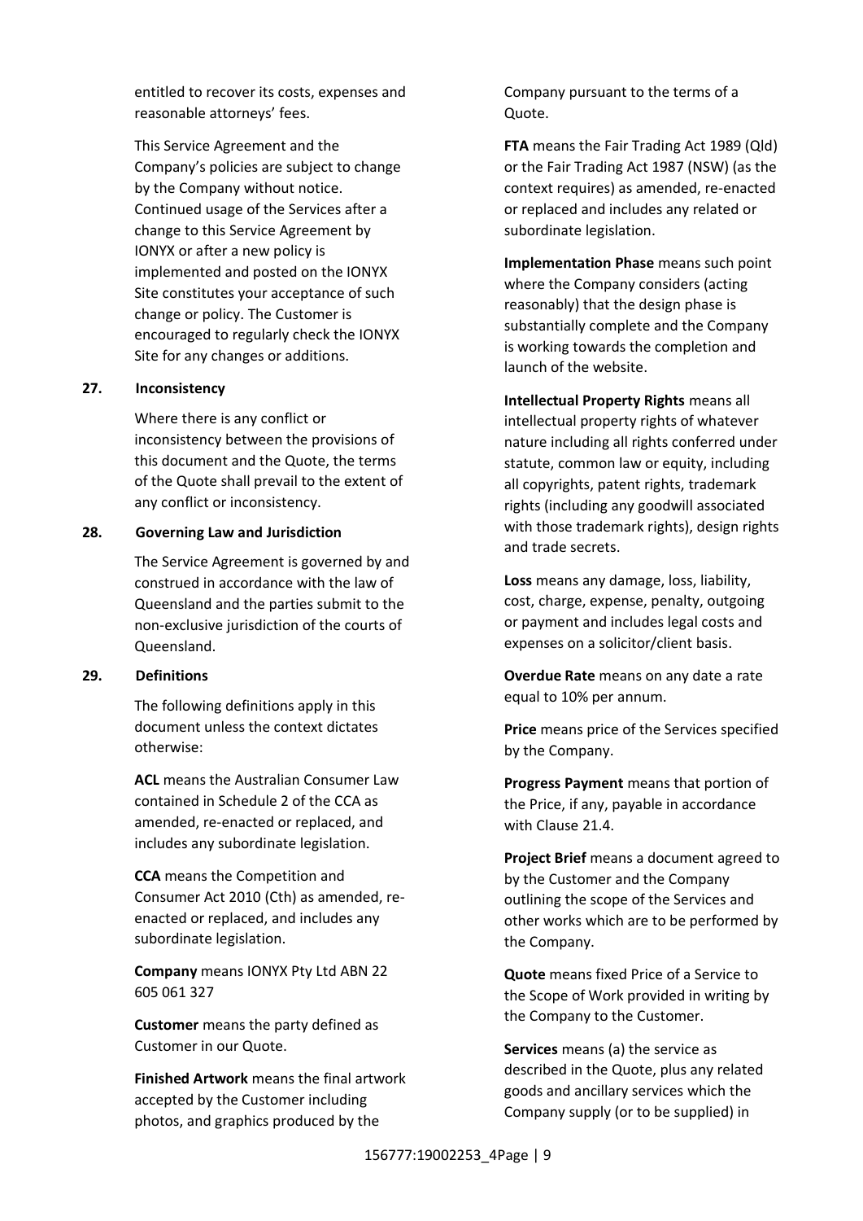entitled to recover its costs, expenses and reasonable attorneys' fees.

This Service Agreement and the Company's policies are subject to change by the Company without notice. Continued usage of the Services after a change to this Service Agreement by IONYX or after a new policy is implemented and posted on the IONYX Site constitutes your acceptance of such change or policy. The Customer is encouraged to regularly check the IONYX Site for any changes or additions.

**27. Inconsistency**

Where there is any conflict or inconsistency between the provisions of this document and the Quote, the terms of the Quote shall prevail to the extent of any conflict or inconsistency.

**28. Governing Law and Jurisdiction**

The Service Agreement is governed by and construed in accordance with the law of Queensland and the parties submit to the non-exclusive jurisdiction of the courts of Queensland.

**29. Definitions**

The following definitions apply in this document unless the context dictates otherwise:

**ACL** means the Australian Consumer Law contained in Schedule 2 of the CCA as amended, re-enacted or replaced, and includes any subordinate legislation.

**CCA** means the Competition and Consumer Act 2010 (Cth) as amended, re-enacted or replaced, and includes any subordinate legislation.

**Company** means IONYX Pty Ltd ABN 22 605 061 327

**Customer** means the party defined as Customer in our Quote.

**Finished Artwork** means the final artwork accepted by the Customer including photos, and graphics produced by the Company pursuant to the terms of a Quote.

**FTA** means the Fair Trading Act 1989 (Qld) or the Fair Trading Act 1987 (NSW) (as the context requires) as amended, re-enacted or replaced and includes any related or subordinate legislation.

**Implementation Phase** means such point where the Company considers (acting reasonably) that the design phase is substantially complete and the Company is working towards the completion and launch of the website.

**Intellectual Property Rights** means all intellectual property rights of whatever nature including all rights conferred under statute, common law or equity, including all copyrights, patent rights, trademark rights (including any goodwill associated with those trademark rights), design rights and trade secrets.

**Loss** means any damage, loss, liability, cost, charge, expense, penalty, outgoing or payment and includes legal costs and expenses on a solicitor/client basis.

**Overdue Rate** means on any date a rate equal to 10% per annum.

**Price** means price of the Services specified by the Company.

**Progress Payment** means that portion of the Price, if any, payable in accordance with Clause 21.4.

**Project Brief** means a document agreed to by the Customer and the Company outlining the scope of the Services and other works which are to be performed by the Company.

**Quote** means fixed Price of a Service to the Scope of Work provided in writing by the Company to the Customer.

**Services** means (a) the service as described in the Quote, plus any related goods and ancillary services which the Company supply (or to be supplied) in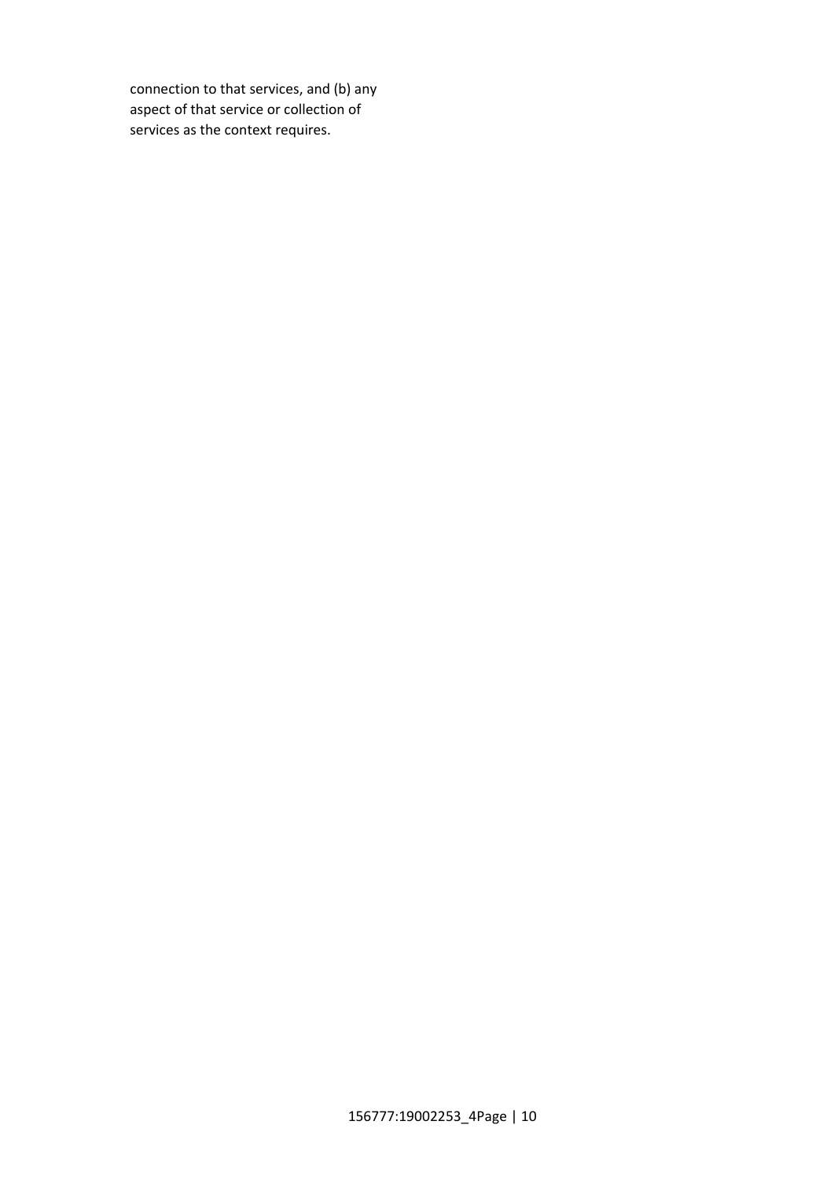connection to that services, and (b) any aspect of that service or collection of services as the context requires.